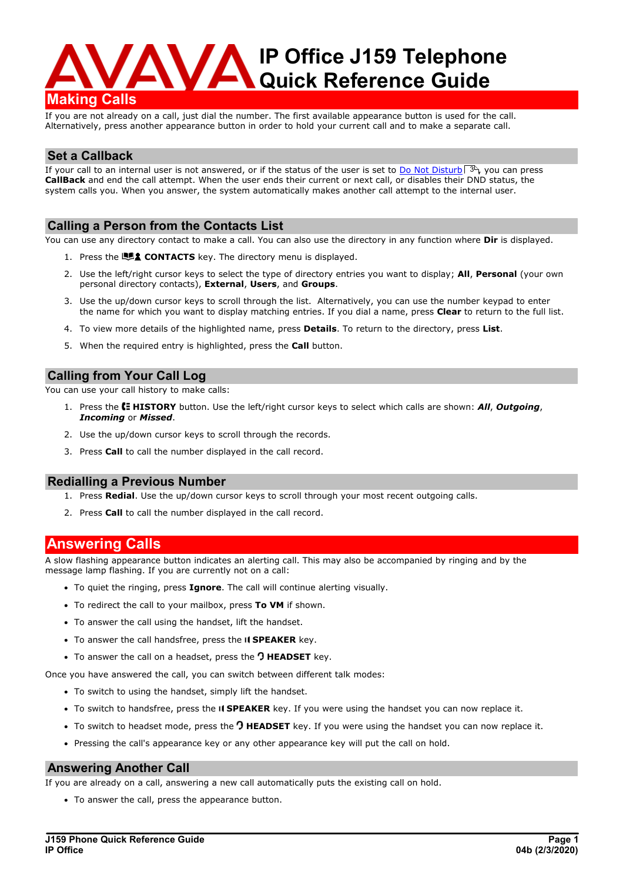# IP Office J159 Telephone Quick Reference Guide

## Making Calls

If you are not already on a call, just dial the number. The first available appearance button is used for the call. Alternatively, press another appearance button in order to hold your current call and to make a separate call.

### Set a Callback

If your call to an internal user is not answered, or if the status of the user is set to Do Not Disturb 3, you can press **CallBack** and end the call attempt. When the user ends their current or next call, or disables their DND status, the system calls you. When you answer, the system automatically makes another call attempt to the internal user.

### Calling a Person from the Contacts List

You can use any directory contact to make a call. You can also use the directory in any function where **Dir** is displayed.

1. Press the **CONTACTS** key. The directory menu is displayed.
2. Use the left/right cursor keys to select the type of directory entries you want to display; **All**, **Personal** (your own personal directory contacts), **External**, **Users**, and **Groups**.
3. Use the up/down cursor keys to scroll through the list. Alternatively, you can use the number keypad to enter the name for which you want to display matching entries. If you dial a name, press **Clear** to return to the full list.
4. To view more details of the highlighted name, press **Details**. To return to the directory, press **List**.
5. When the required entry is highlighted, press the **Call** button.

### Calling from Your Call Log

You can use your call history to make calls:

1. Press the **HISTORY** button. Use the left/right cursor keys to select which calls are shown: ***All***, ***Outgoing***, ***Incoming*** or ***Missed***.
2. Use the up/down cursor keys to scroll through the records.
3. Press **Call** to call the number displayed in the call record.

### Redialling a Previous Number

1. Press **Redial**. Use the up/down cursor keys to scroll through your most recent outgoing calls.
2. Press **Call** to call the number displayed in the call record.

## Answering Calls

A slow flashing appearance button indicates an alerting call. This may also be accompanied by ringing and by the message lamp flashing. If you are currently not on a call:

- To quiet the ringing, press **Ignore**. The call will continue alerting visually.
- To redirect the call to your mailbox, press **To VM** if shown.
- To answer the call using the handset, lift the handset.
- To answer the call handsfree, press the **SPEAKER** key.
- To answer the call on a headset, press the **HEADSET** key.

Once you have answered the call, you can switch between different talk modes:

- To switch to using the handset, simply lift the handset.
- To switch to handsfree, press the **SPEAKER** key. If you were using the handset you can now replace it.
- To switch to headset mode, press the **HEADSET** key. If you were using the handset you can now replace it.
- Pressing the call's appearance key or any other appearance key will put the call on hold.

### Answering Another Call

If you are already on a call, answering a new call automatically puts the existing call on hold.

- To answer the call, press the appearance button.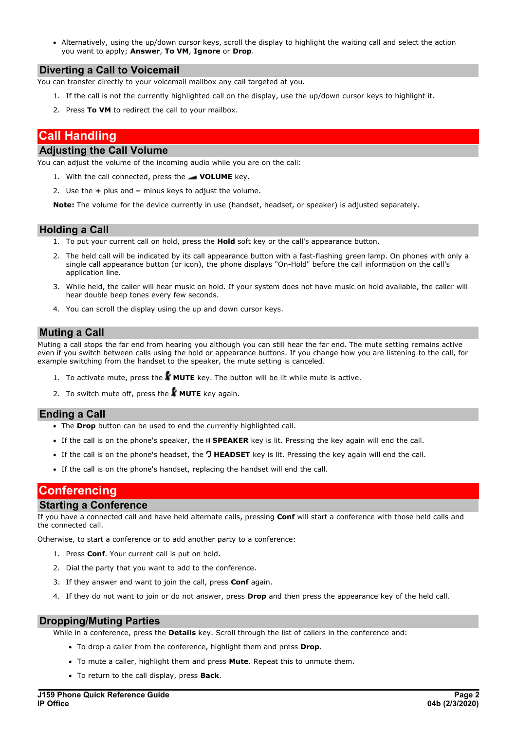- Alternatively, using the up/down cursor keys, scroll the display to highlight the waiting call and select the action you want to apply; **Answer**, **To VM**, **Ignore** or **Drop**.

### Diverting a Call to Voicemail

You can transfer directly to your voicemail mailbox any call targeted at you.

1. If the call is not the currently highlighted call on the display, use the up/down cursor keys to highlight it.
2. Press **To VM** to redirect the call to your mailbox.

## Call Handling

### Adjusting the Call Volume

You can adjust the volume of the incoming audio while you are on the call:

1. With the call connected, press the **VOLUME** key.
2. Use the **+** plus and **–** minus keys to adjust the volume.

**Note:** The volume for the device currently in use (handset, headset, or speaker) is adjusted separately.

### Holding a Call

1. To put your current call on hold, press the **Hold** soft key or the call's appearance button.
2. The held call will be indicated by its call appearance button with a fast-flashing green lamp. On phones with only a single call appearance button (or icon), the phone displays "On-Hold" before the call information on the call's application line.
3. While held, the caller will hear music on hold. If your system does not have music on hold available, the caller will hear double beep tones every few seconds.
4. You can scroll the display using the up and down cursor keys.

### Muting a Call

Muting a call stops the far end from hearing you although you can still hear the far end. The mute setting remains active even if you switch between calls using the hold or appearance buttons. If you change how you are listening to the call, for example switching from the handset to the speaker, the mute setting is canceled.

1. To activate mute, press the **MUTE** key. The button will be lit while mute is active.
2. To switch mute off, press the **MUTE** key again.

### Ending a Call

- The **Drop** button can be used to end the currently highlighted call.
- If the call is on the phone's speaker, the **SPEAKER** key is lit. Pressing the key again will end the call.
- If the call is on the phone's headset, the **HEADSET** key is lit. Pressing the key again will end the call.
- If the call is on the phone's handset, replacing the handset will end the call.

## Conferencing

### Starting a Conference

If you have a connected call and have held alternate calls, pressing **Conf** will start a conference with those held calls and the connected call.

Otherwise, to start a conference or to add another party to a conference:

1. Press **Conf**. Your current call is put on hold.
2. Dial the party that you want to add to the conference.
3. If they answer and want to join the call, press **Conf** again.
4. If they do not want to join or do not answer, press **Drop** and then press the appearance key of the held call.

### Dropping/Muting Parties

While in a conference, press the **Details** key. Scroll through the list of callers in the conference and:

- To drop a caller from the conference, highlight them and press **Drop**.
- To mute a caller, highlight them and press **Mute**. Repeat this to unmute them.
- To return to the call display, press **Back**.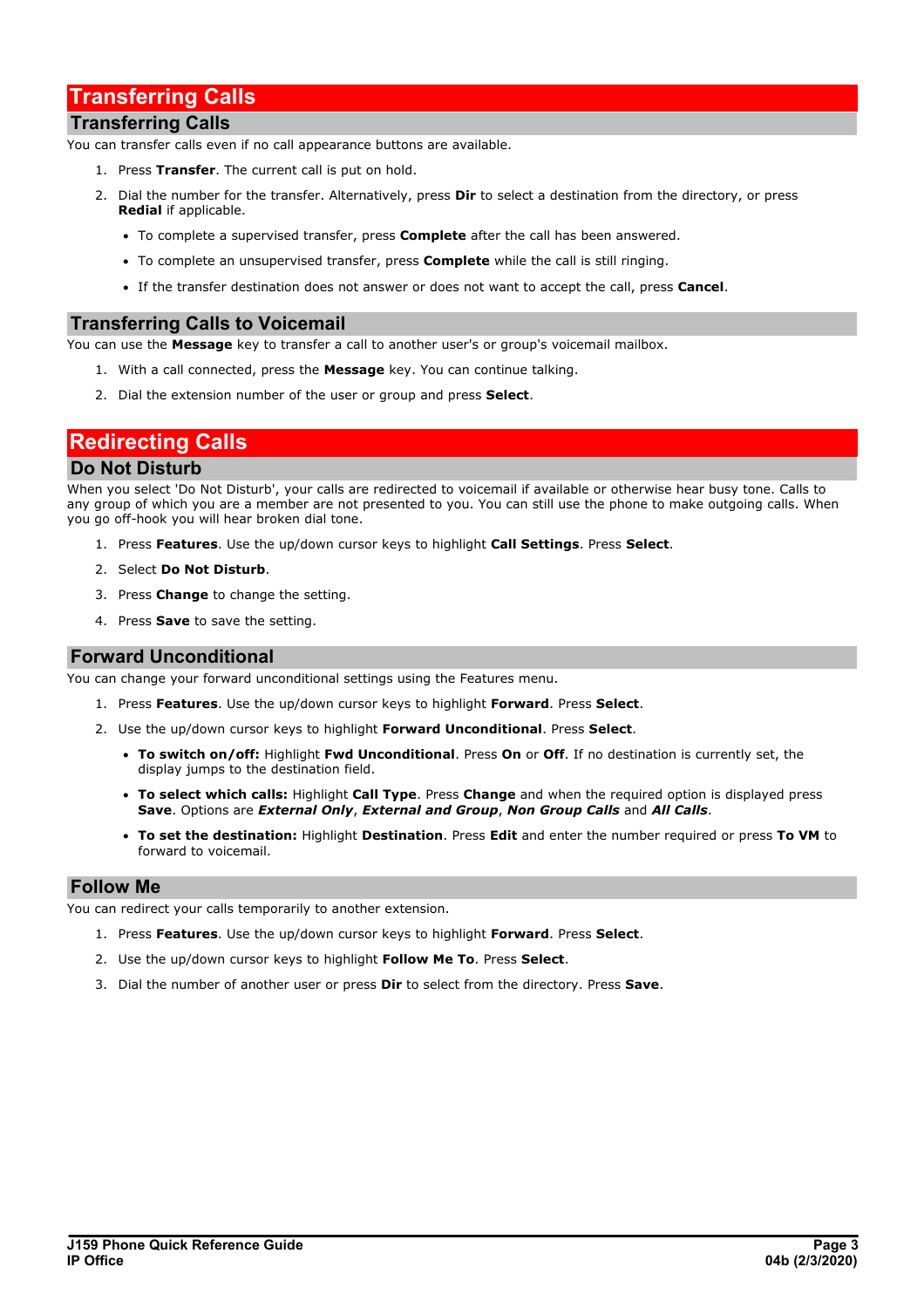# Transferring Calls

## Transferring Calls

You can transfer calls even if no call appearance buttons are available.

1. Press **Transfer**. The current call is put on hold.
2. Dial the number for the transfer. Alternatively, press **Dir** to select a destination from the directory, or press **Redial** if applicable.
   - To complete a supervised transfer, press **Complete** after the call has been answered.
   - To complete an unsupervised transfer, press **Complete** while the call is still ringing.
   - If the transfer destination does not answer or does not want to accept the call, press **Cancel**.

## Transferring Calls to Voicemail

You can use the **Message** key to transfer a call to another user's or group's voicemail mailbox.

1. With a call connected, press the **Message** key. You can continue talking.
2. Dial the extension number of the user or group and press **Select**.

# Redirecting Calls

## Do Not Disturb

When you select 'Do Not Disturb', your calls are redirected to voicemail if available or otherwise hear busy tone. Calls to any group of which you are a member are not presented to you. You can still use the phone to make outgoing calls. When you go off-hook you will hear broken dial tone.

1. Press **Features**. Use the up/down cursor keys to highlight **Call Settings**. Press **Select**.
2. Select **Do Not Disturb**.
3. Press **Change** to change the setting.
4. Press **Save** to save the setting.

## Forward Unconditional

You can change your forward unconditional settings using the Features menu.

1. Press **Features**. Use the up/down cursor keys to highlight **Forward**. Press **Select**.
2. Use the up/down cursor keys to highlight **Forward Unconditional**. Press **Select**.
   - **To switch on/off:** Highlight **Fwd Unconditional**. Press **On** or **Off**. If no destination is currently set, the display jumps to the destination field.
   - **To select which calls:** Highlight **Call Type**. Press **Change** and when the required option is displayed press **Save**. Options are ***External Only***, ***External and Group***, ***Non Group Calls*** and ***All Calls***.
   - **To set the destination:** Highlight **Destination**. Press **Edit** and enter the number required or press **To VM** to forward to voicemail.

## Follow Me

You can redirect your calls temporarily to another extension.

1. Press **Features**. Use the up/down cursor keys to highlight **Forward**. Press **Select**.
2. Use the up/down cursor keys to highlight **Follow Me To**. Press **Select**.
3. Dial the number of another user or press **Dir** to select from the directory. Press **Save**.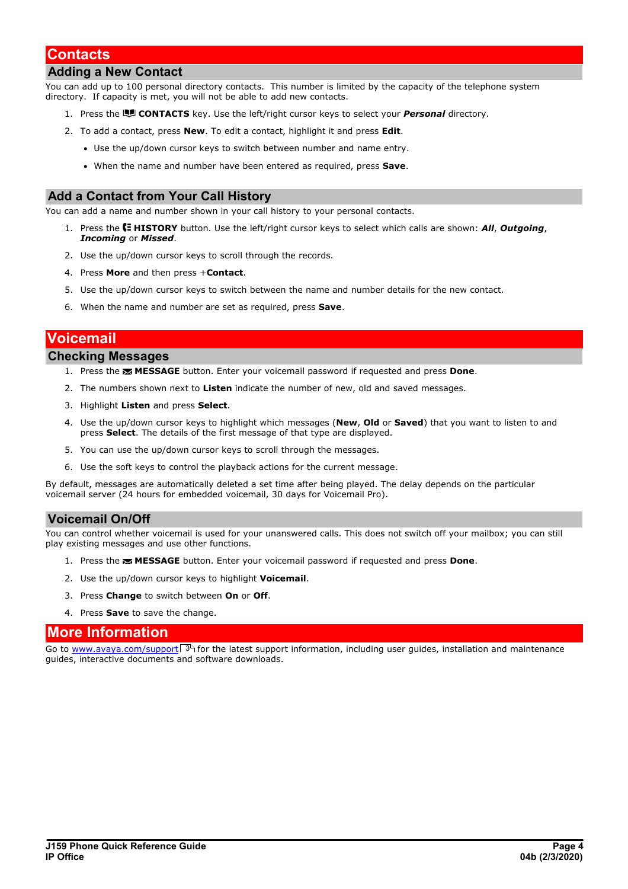# Contacts

## Adding a New Contact

You can add up to 100 personal directory contacts. This number is limited by the capacity of the telephone system directory. If capacity is met, you will not be able to add new contacts.

1. Press the **CONTACTS** key. Use the left/right cursor keys to select your ***Personal*** directory.
2. To add a contact, press **New**. To edit a contact, highlight it and press **Edit**.
   - Use the up/down cursor keys to switch between number and name entry.
   - When the name and number have been entered as required, press **Save**.

## Add a Contact from Your Call History

You can add a name and number shown in your call history to your personal contacts.

1. Press the **HISTORY** button. Use the left/right cursor keys to select which calls are shown: ***All***, ***Outgoing***, ***Incoming*** or ***Missed***.
2. Use the up/down cursor keys to scroll through the records.
4. Press **More** and then press +**Contact**.
5. Use the up/down cursor keys to switch between the name and number details for the new contact.
6. When the name and number are set as required, press **Save**.

# Voicemail

## Checking Messages

1. Press the **MESSAGE** button. Enter your voicemail password if requested and press **Done**.
2. The numbers shown next to **Listen** indicate the number of new, old and saved messages.
3. Highlight **Listen** and press **Select**.
4. Use the up/down cursor keys to highlight which messages (**New**, **Old** or **Saved**) that you want to listen to and press **Select**. The details of the first message of that type are displayed.
5. You can use the up/down cursor keys to scroll through the messages.
6. Use the soft keys to control the playback actions for the current message.

By default, messages are automatically deleted a set time after being played. The delay depends on the particular voicemail server (24 hours for embedded voicemail, 30 days for Voicemail Pro).

## Voicemail On/Off

You can control whether voicemail is used for your unanswered calls. This does not switch off your mailbox; you can still play existing messages and use other functions.

1. Press the **MESSAGE** button. Enter your voicemail password if requested and press **Done**.
2. Use the up/down cursor keys to highlight **Voicemail**.
3. Press **Change** to switch between **On** or **Off**.
4. Press **Save** to save the change.

# More Information

Go to www.avaya.com/support 3 for the latest support information, including user guides, installation and maintenance guides, interactive documents and software downloads.